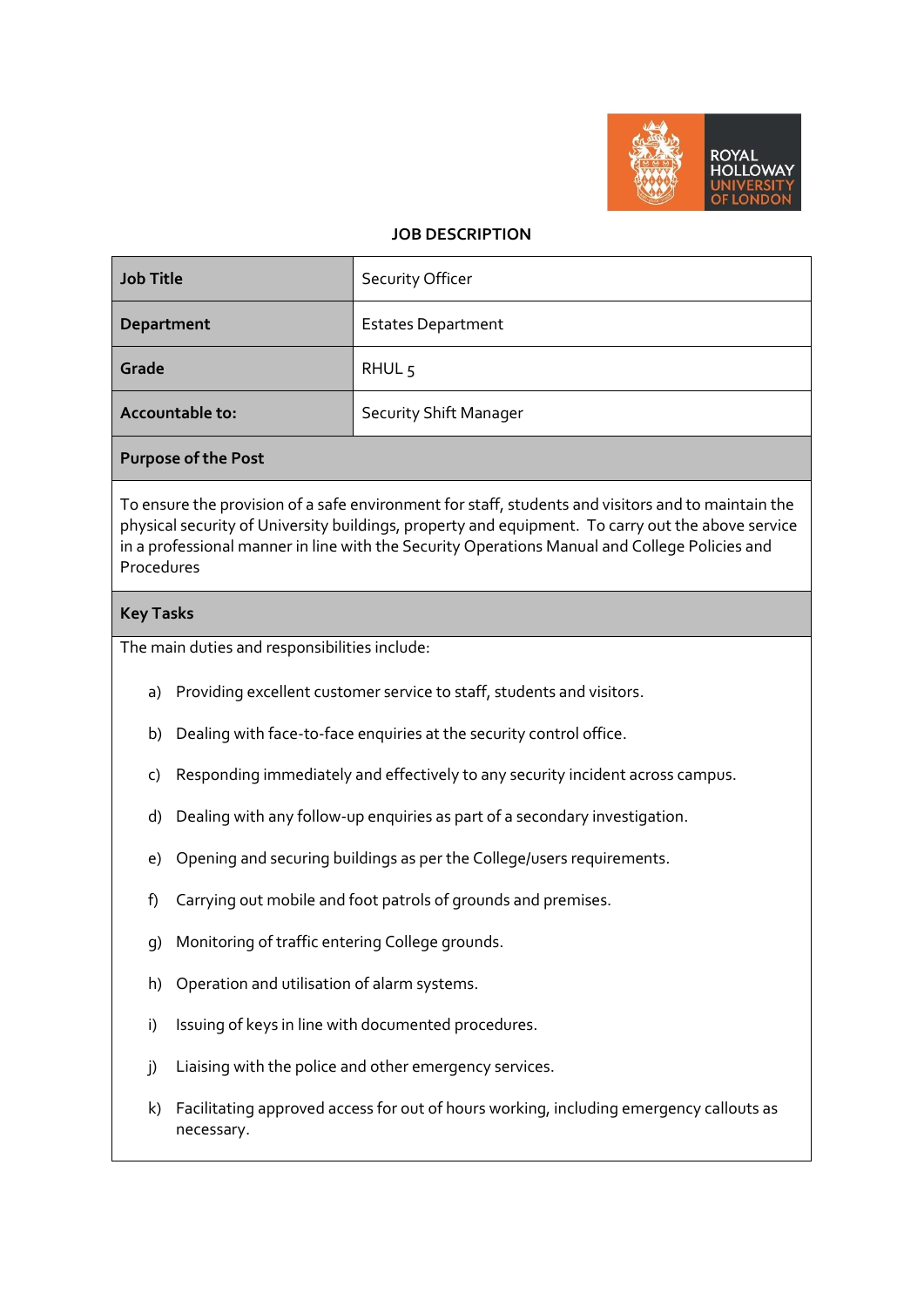# JOB DESCRIPTION

| Job Title | Security Officer |
|---|---|
| Department | Estates Department |
| Grade | RHUL 5 |
| Accountable to: | Security Shift Manager |

## Purpose of the Post

To ensure the provision of a safe environment for staff, students and visitors and to maintain the physical security of University buildings, property and equipment. To carry out the above service in a professional manner in line with the Security Operations Manual and College Policies and Procedures

## Key Tasks

The main duties and responsibilities include:

a) Providing excellent customer service to staff, students and visitors.

b) Dealing with face-to-face enquiries at the security control office.

c) Responding immediately and effectively to any security incident across campus.

d) Dealing with any follow-up enquiries as part of a secondary investigation.

e) Opening and securing buildings as per the College/users requirements.

f) Carrying out mobile and foot patrols of grounds and premises.

g) Monitoring of traffic entering College grounds.

h) Operation and utilisation of alarm systems.

i) Issuing of keys in line with documented procedures.

j) Liaising with the police and other emergency services.

k) Facilitating approved access for out of hours working, including emergency callouts as necessary.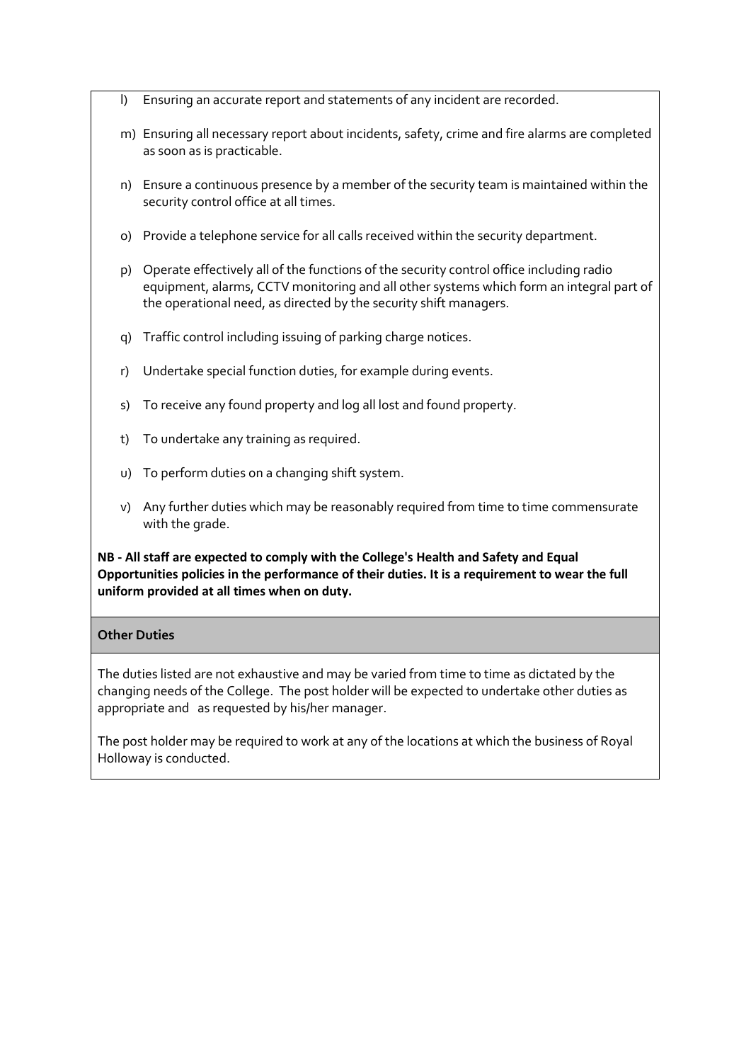l) Ensuring an accurate report and statements of any incident are recorded.

m) Ensuring all necessary report about incidents, safety, crime and fire alarms are completed as soon as is practicable.

n) Ensure a continuous presence by a member of the security team is maintained within the security control office at all times.

o) Provide a telephone service for all calls received within the security department.

p) Operate effectively all of the functions of the security control office including radio equipment, alarms, CCTV monitoring and all other systems which form an integral part of the operational need, as directed by the security shift managers.

q) Traffic control including issuing of parking charge notices.

r) Undertake special function duties, for example during events.

s) To receive any found property and log all lost and found property.

t) To undertake any training as required.

u) To perform duties on a changing shift system.

v) Any further duties which may be reasonably required from time to time commensurate with the grade.

**NB - All staff are expected to comply with the College's Health and Safety and Equal Opportunities policies in the performance of their duties. It is a requirement to wear the full uniform provided at all times when on duty.**

**Other Duties**

The duties listed are not exhaustive and may be varied from time to time as dictated by the changing needs of the College. The post holder will be expected to undertake other duties as appropriate and as requested by his/her manager.

The post holder may be required to work at any of the locations at which the business of Royal Holloway is conducted.